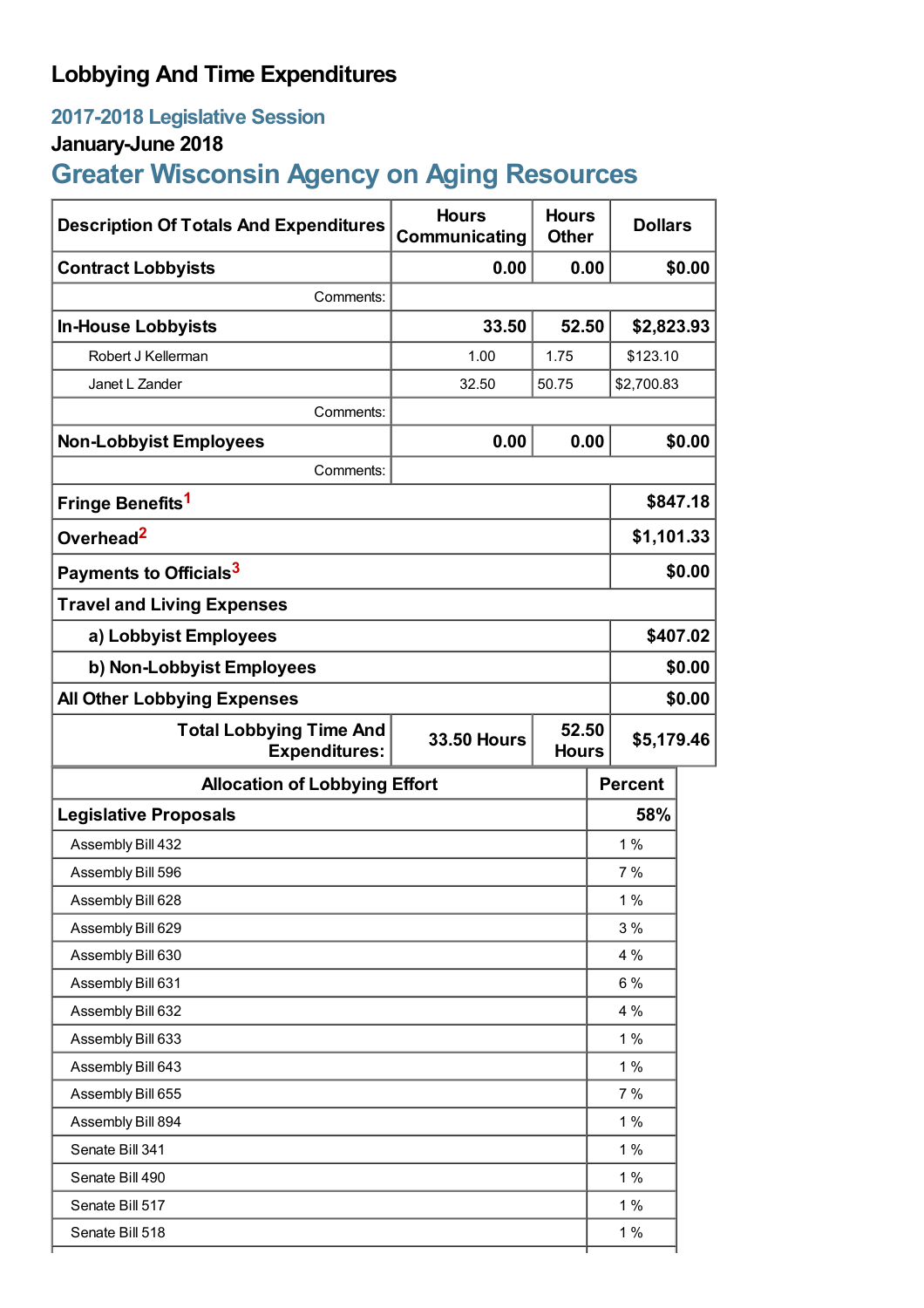# Lobbying And Time Expenditures

## 2017-2018 Legislative Session

### January-June 2018

## Greater Wisconsin Agency on Aging Resources

| Description Of Totals And Expenditures | Hours Communicating | Hours Other | Dollars |
|---|---|---|---|
| **Contract Lobbyists** | **0.00** | **0.00** | **$0.00** |
| Comments: | | | |
| **In-House Lobbyists** | **33.50** | **52.50** | **$2,823.93** |
| Robert J Kellerman | 1.00 | 1.75 | $123.10 |
| Janet L Zander | 32.50 | 50.75 | $2,700.83 |
| Comments: | | | |
| **Non-Lobbyist Employees** | **0.00** | **0.00** | **$0.00** |
| Comments: | | | |
| **Fringe Benefits**[1] | | | **$847.18** |
| **Overhead**[2] | | | **$1,101.33** |
| **Payments to Officials**[3] | | | **$0.00** |
| **Travel and Living Expenses** | | | |
| **a) Lobbyist Employees** | | | **$407.02** |
| **b) Non-Lobbyist Employees** | | | **$0.00** |
| **All Other Lobbying Expenses** | | | **$0.00** |
| **Total Lobbying Time And Expenditures:** | **33.50 Hours** | **52.50 Hours** | **$5,179.46** |

| Allocation of Lobbying Effort | Percent |
|---|---|
| **Legislative Proposals** | **58%** |
| Assembly Bill 432 | 1 % |
| Assembly Bill 596 | 7 % |
| Assembly Bill 628 | 1 % |
| Assembly Bill 629 | 3 % |
| Assembly Bill 630 | 4 % |
| Assembly Bill 631 | 6 % |
| Assembly Bill 632 | 4 % |
| Assembly Bill 633 | 1 % |
| Assembly Bill 643 | 1 % |
| Assembly Bill 655 | 7 % |
| Assembly Bill 894 | 1 % |
| Senate Bill 341 | 1 % |
| Senate Bill 490 | 1 % |
| Senate Bill 517 | 1 % |
| Senate Bill 518 | 1 % |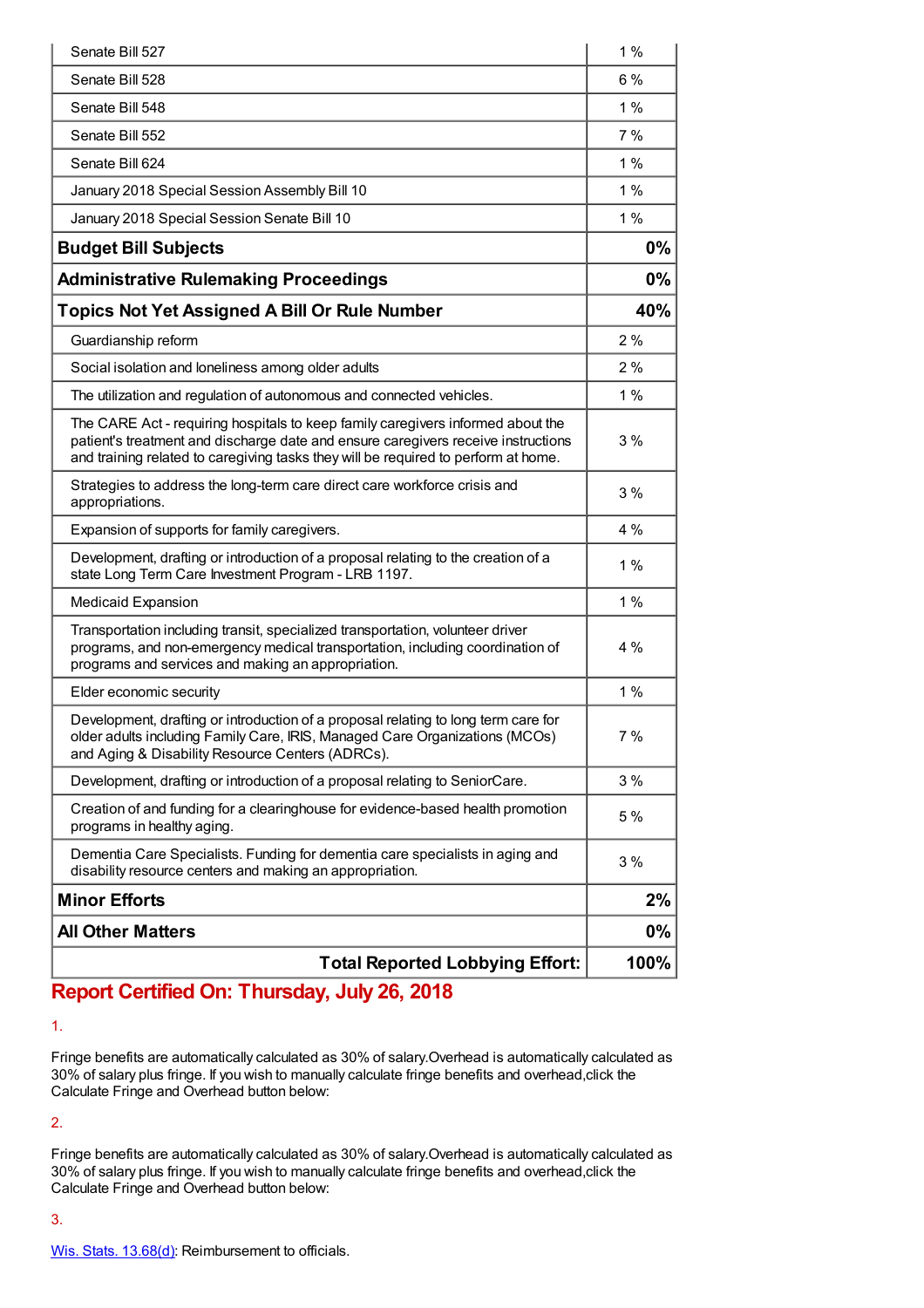| | |
|---|---|
| Senate Bill 527 | 1 % |
| Senate Bill 528 | 6 % |
| Senate Bill 548 | 1 % |
| Senate Bill 552 | 7 % |
| Senate Bill 624 | 1 % |
| January 2018 Special Session Assembly Bill 10 | 1 % |
| January 2018 Special Session Senate Bill 10 | 1 % |
| **Budget Bill Subjects** | **0%** |
| **Administrative Rulemaking Proceedings** | **0%** |
| **Topics Not Yet Assigned A Bill Or Rule Number** | **40%** |
| Guardianship reform | 2 % |
| Social isolation and loneliness among older adults | 2 % |
| The utilization and regulation of autonomous and connected vehicles. | 1 % |
| The CARE Act - requiring hospitals to keep family caregivers informed about the patient's treatment and discharge date and ensure caregivers receive instructions and training related to caregiving tasks they will be required to perform at home. | 3 % |
| Strategies to address the long-term care direct care workforce crisis and appropriations. | 3 % |
| Expansion of supports for family caregivers. | 4 % |
| Development, drafting or introduction of a proposal relating to the creation of a state Long Term Care Investment Program - LRB 1197. | 1 % |
| Medicaid Expansion | 1 % |
| Transportation including transit, specialized transportation, volunteer driver programs, and non-emergency medical transportation, including coordination of programs and services and making an appropriation. | 4 % |
| Elder economic security | 1 % |
| Development, drafting or introduction of a proposal relating to long term care for older adults including Family Care, IRIS, Managed Care Organizations (MCOs) and Aging & Disability Resource Centers (ADRCs). | 7 % |
| Development, drafting or introduction of a proposal relating to SeniorCare. | 3 % |
| Creation of and funding for a clearinghouse for evidence-based health promotion programs in healthy aging. | 5 % |
| Dementia Care Specialists. Funding for dementia care specialists in aging and disability resource centers and making an appropriation. | 3 % |
| **Minor Efforts** | **2%** |
| **All Other Matters** | **0%** |
| **Total Reported Lobbying Effort:** | **100%** |

## Report Certified On: Thursday, July 26, 2018

1.

Fringe benefits are automatically calculated as 30% of salary.Overhead is automatically calculated as 30% of salary plus fringe. If you wish to manually calculate fringe benefits and overhead,click the Calculate Fringe and Overhead button below:

2.

Fringe benefits are automatically calculated as 30% of salary.Overhead is automatically calculated as 30% of salary plus fringe. If you wish to manually calculate fringe benefits and overhead,click the Calculate Fringe and Overhead button below:

3.

Wis. Stats. 13.68(d): Reimbursement to officials.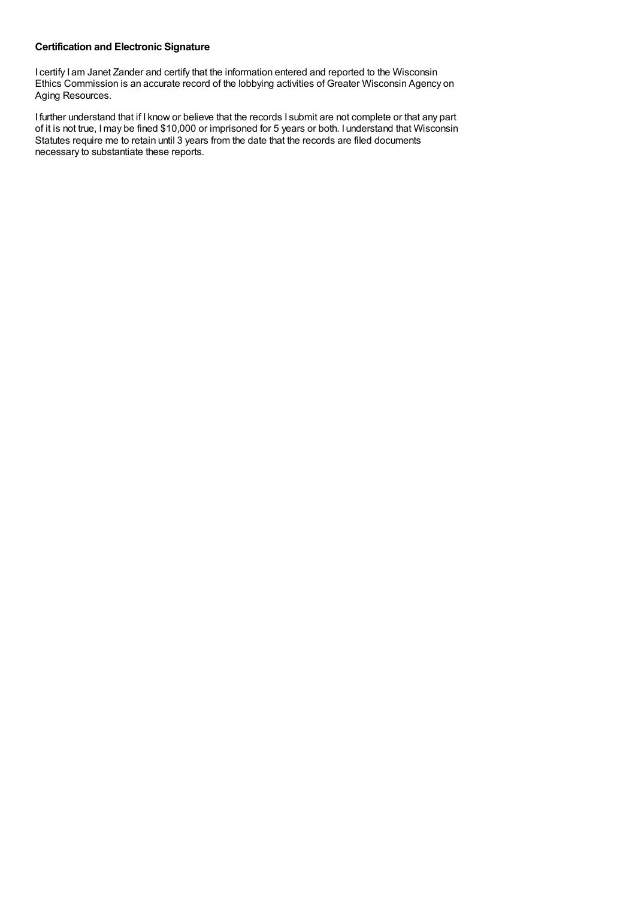**Certification and Electronic Signature**

I certify I am Janet Zander and certify that the information entered and reported to the Wisconsin Ethics Commission is an accurate record of the lobbying activities of Greater Wisconsin Agency on Aging Resources.

I further understand that if I know or believe that the records I submit are not complete or that any part of it is not true, I may be fined $10,000 or imprisoned for 5 years or both. I understand that Wisconsin Statutes require me to retain until 3 years from the date that the records are filed documents necessary to substantiate these reports.